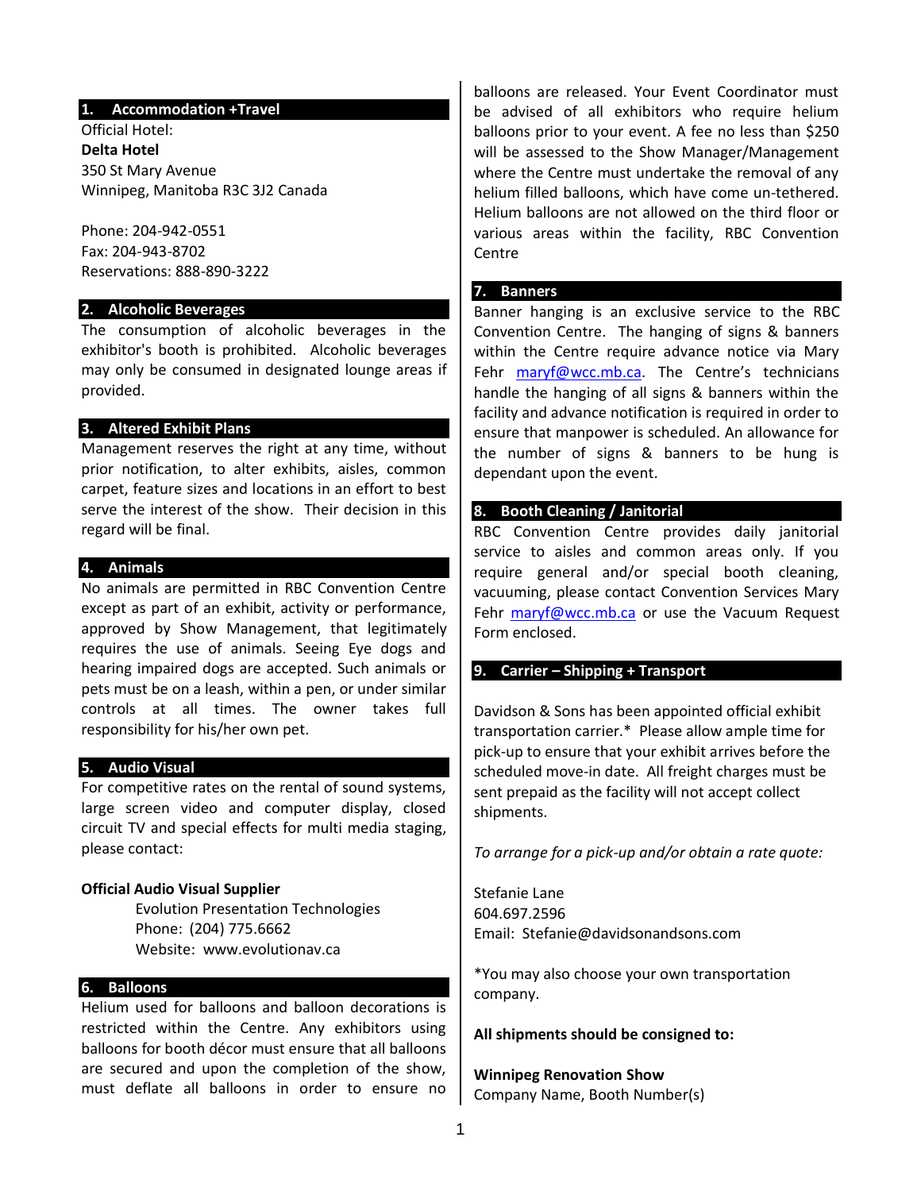## 1. Accommodation +Travel

Official Hotel:
**Delta Hotel**
350 St Mary Avenue
Winnipeg, Manitoba R3C 3J2 Canada

Phone: 204-942-0551
Fax: 204-943-8702
Reservations: 888-890-3222

## 2. Alcoholic Beverages

The consumption of alcoholic beverages in the exhibitor's booth is prohibited. Alcoholic beverages may only be consumed in designated lounge areas if provided.

## 3. Altered Exhibit Plans

Management reserves the right at any time, without prior notification, to alter exhibits, aisles, common carpet, feature sizes and locations in an effort to best serve the interest of the show. Their decision in this regard will be final.

## 4. Animals

No animals are permitted in RBC Convention Centre except as part of an exhibit, activity or performance, approved by Show Management, that legitimately requires the use of animals. Seeing Eye dogs and hearing impaired dogs are accepted. Such animals or pets must be on a leash, within a pen, or under similar controls at all times. The owner takes full responsibility for his/her own pet.

## 5. Audio Visual

For competitive rates on the rental of sound systems, large screen video and computer display, closed circuit TV and special effects for multi media staging, please contact:

**Official Audio Visual Supplier**
Evolution Presentation Technologies
Phone: (204) 775.6662
Website: www.evolutionav.ca

## 6. Balloons

Helium used for balloons and balloon decorations is restricted within the Centre. Any exhibitors using balloons for booth décor must ensure that all balloons are secured and upon the completion of the show, must deflate all balloons in order to ensure no balloons are released. Your Event Coordinator must be advised of all exhibitors who require helium balloons prior to your event. A fee no less than $250 will be assessed to the Show Manager/Management where the Centre must undertake the removal of any helium filled balloons, which have come un-tethered. Helium balloons are not allowed on the third floor or various areas within the facility, RBC Convention Centre

## 7. Banners

Banner hanging is an exclusive service to the RBC Convention Centre. The hanging of signs & banners within the Centre require advance notice via Mary Fehr maryf@wcc.mb.ca. The Centre's technicians handle the hanging of all signs & banners within the facility and advance notification is required in order to ensure that manpower is scheduled. An allowance for the number of signs & banners to be hung is dependant upon the event.

## 8. Booth Cleaning / Janitorial

RBC Convention Centre provides daily janitorial service to aisles and common areas only. If you require general and/or special booth cleaning, vacuuming, please contact Convention Services Mary Fehr maryf@wcc.mb.ca or use the Vacuum Request Form enclosed.

## 9. Carrier – Shipping + Transport

Davidson & Sons has been appointed official exhibit transportation carrier.* Please allow ample time for pick-up to ensure that your exhibit arrives before the scheduled move-in date. All freight charges must be sent prepaid as the facility will not accept collect shipments.

*To arrange for a pick-up and/or obtain a rate quote:*

Stefanie Lane
604.697.2596
Email: Stefanie@davidsonandsons.com

*You may also choose your own transportation company.

**All shipments should be consigned to:**

**Winnipeg Renovation Show**
Company Name, Booth Number(s)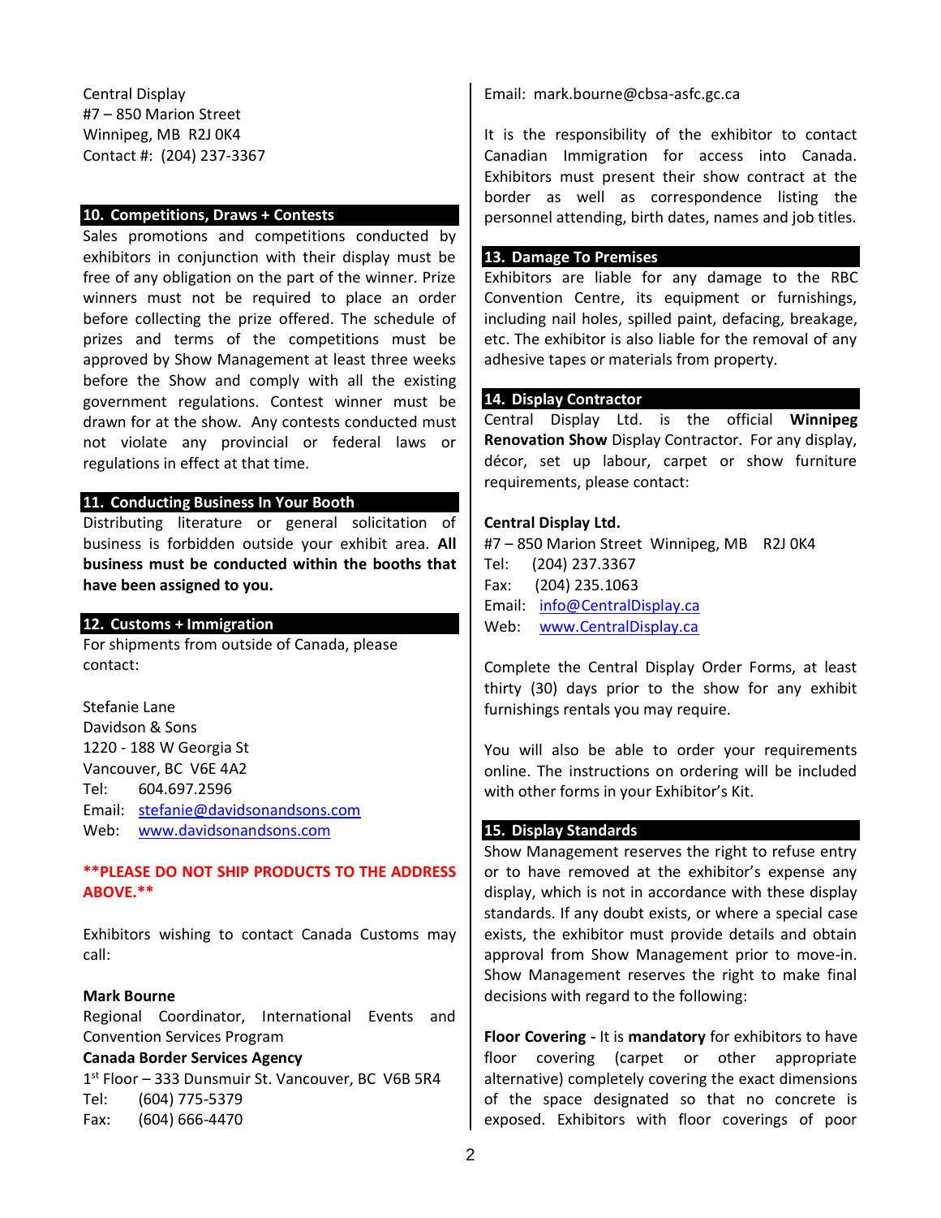Central Display
#7 – 850 Marion Street
Winnipeg, MB R2J 0K4
Contact #: (204) 237-3367

## 10. Competitions, Draws + Contests

Sales promotions and competitions conducted by exhibitors in conjunction with their display must be free of any obligation on the part of the winner. Prize winners must not be required to place an order before collecting the prize offered. The schedule of prizes and terms of the competitions must be approved by Show Management at least three weeks before the Show and comply with all the existing government regulations. Contest winner must be drawn for at the show. Any contests conducted must not violate any provincial or federal laws or regulations in effect at that time.

## 11. Conducting Business In Your Booth

Distributing literature or general solicitation of business is forbidden outside your exhibit area. **All business must be conducted within the booths that have been assigned to you.**

## 12. Customs + Immigration

For shipments from outside of Canada, please contact:

Stefanie Lane
Davidson & Sons
1220 - 188 W Georgia St
Vancouver, BC V6E 4A2
Tel: 604.697.2596
Email: stefanie@davidsonandsons.com
Web: www.davidsonandsons.com

**PLEASE DO NOT SHIP PRODUCTS TO THE ADDRESS ABOVE.**

Exhibitors wishing to contact Canada Customs may call:

**Mark Bourne**
Regional Coordinator, International Events and Convention Services Program
**Canada Border Services Agency**
1st Floor – 333 Dunsmuir St. Vancouver, BC V6B 5R4
Tel: (604) 775-5379
Fax: (604) 666-4470
Email: mark.bourne@cbsa-asfc.gc.ca

It is the responsibility of the exhibitor to contact Canadian Immigration for access into Canada. Exhibitors must present their show contract at the border as well as correspondence listing the personnel attending, birth dates, names and job titles.

## 13. Damage To Premises

Exhibitors are liable for any damage to the RBC Convention Centre, its equipment or furnishings, including nail holes, spilled paint, defacing, breakage, etc. The exhibitor is also liable for the removal of any adhesive tapes or materials from property.

## 14. Display Contractor

Central Display Ltd. is the official **Winnipeg Renovation Show** Display Contractor. For any display, décor, set up labour, carpet or show furniture requirements, please contact:

**Central Display Ltd.**
#7 – 850 Marion Street Winnipeg, MB R2J 0K4
Tel: (204) 237.3367
Fax: (204) 235.1063
Email: info@CentralDisplay.ca
Web: www.CentralDisplay.ca

Complete the Central Display Order Forms, at least thirty (30) days prior to the show for any exhibit furnishings rentals you may require.

You will also be able to order your requirements online. The instructions on ordering will be included with other forms in your Exhibitor's Kit.

## 15. Display Standards

Show Management reserves the right to refuse entry or to have removed at the exhibitor's expense any display, which is not in accordance with these display standards. If any doubt exists, or where a special case exists, the exhibitor must provide details and obtain approval from Show Management prior to move-in. Show Management reserves the right to make final decisions with regard to the following:

**Floor Covering -** It is **mandatory** for exhibitors to have floor covering (carpet or other appropriate alternative) completely covering the exact dimensions of the space designated so that no concrete is exposed. Exhibitors with floor coverings of poor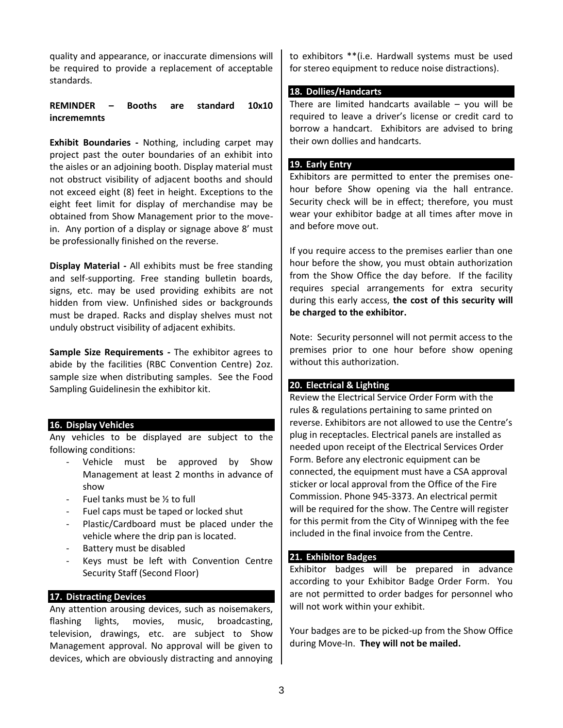quality and appearance, or inaccurate dimensions will be required to provide a replacement of acceptable standards.

**REMINDER – Booths are standard 10x10 incremements**

**Exhibit Boundaries -** Nothing, including carpet may project past the outer boundaries of an exhibit into the aisles or an adjoining booth. Display material must not obstruct visibility of adjacent booths and should not exceed eight (8) feet in height. Exceptions to the eight feet limit for display of merchandise may be obtained from Show Management prior to the move-in. Any portion of a display or signage above 8' must be professionally finished on the reverse.

**Display Material -** All exhibits must be free standing and self-supporting. Free standing bulletin boards, signs, etc. may be used providing exhibits are not hidden from view. Unfinished sides or backgrounds must be draped. Racks and display shelves must not unduly obstruct visibility of adjacent exhibits.

**Sample Size Requirements -** The exhibitor agrees to abide by the facilities (RBC Convention Centre) 2oz. sample size when distributing samples. See the Food Sampling Guidelinesin the exhibitor kit.

## 16. Display Vehicles

Any vehicles to be displayed are subject to the following conditions:

- Vehicle must be approved by Show Management at least 2 months in advance of show
- Fuel tanks must be ½ to full
- Fuel caps must be taped or locked shut
- Plastic/Cardboard must be placed under the vehicle where the drip pan is located.
- Battery must be disabled
- Keys must be left with Convention Centre Security Staff (Second Floor)

## 17. Distracting Devices

Any attention arousing devices, such as noisemakers, flashing lights, movies, music, broadcasting, television, drawings, etc. are subject to Show Management approval. No approval will be given to devices, which are obviously distracting and annoying to exhibitors **(i.e. Hardwall systems must be used for stereo equipment to reduce noise distractions).

## 18. Dollies/Handcarts

There are limited handcarts available – you will be required to leave a driver's license or credit card to borrow a handcart. Exhibitors are advised to bring their own dollies and handcarts.

## 19. Early Entry

Exhibitors are permitted to enter the premises one-hour before Show opening via the hall entrance. Security check will be in effect; therefore, you must wear your exhibitor badge at all times after move in and before move out.

If you require access to the premises earlier than one hour before the show, you must obtain authorization from the Show Office the day before. If the facility requires special arrangements for extra security during this early access, **the cost of this security will be charged to the exhibitor.**

Note: Security personnel will not permit access to the premises prior to one hour before show opening without this authorization.

## 20. Electrical & Lighting

Review the Electrical Service Order Form with the rules & regulations pertaining to same printed on reverse. Exhibitors are not allowed to use the Centre's plug in receptacles. Electrical panels are installed as needed upon receipt of the Electrical Services Order Form. Before any electronic equipment can be connected, the equipment must have a CSA approval sticker or local approval from the Office of the Fire Commission. Phone 945-3373. An electrical permit will be required for the show. The Centre will register for this permit from the City of Winnipeg with the fee included in the final invoice from the Centre.

## 21. Exhibitor Badges

Exhibitor badges will be prepared in advance according to your Exhibitor Badge Order Form. You are not permitted to order badges for personnel who will not work within your exhibit.

Your badges are to be picked-up from the Show Office during Move-In. **They will not be mailed.**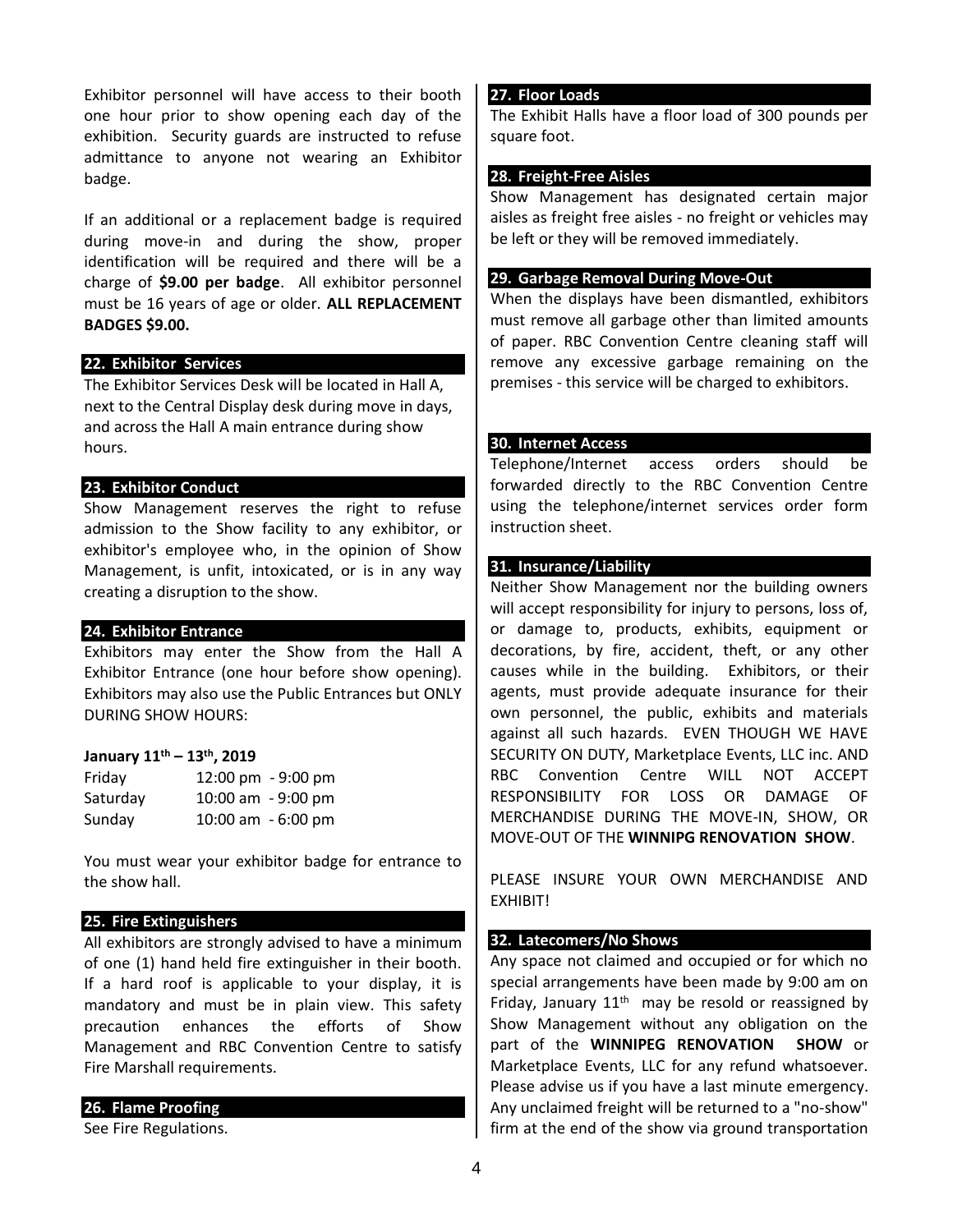Exhibitor personnel will have access to their booth one hour prior to show opening each day of the exhibition. Security guards are instructed to refuse admittance to anyone not wearing an Exhibitor badge.

If an additional or a replacement badge is required during move-in and during the show, proper identification will be required and there will be a charge of **$9.00 per badge**. All exhibitor personnel must be 16 years of age or older. **ALL REPLACEMENT BADGES $9.00.**

### 22. Exhibitor Services

The Exhibitor Services Desk will be located in Hall A, next to the Central Display desk during move in days, and across the Hall A main entrance during show hours.

### 23. Exhibitor Conduct

Show Management reserves the right to refuse admission to the Show facility to any exhibitor, or exhibitor's employee who, in the opinion of Show Management, is unfit, intoxicated, or is in any way creating a disruption to the show.

### 24. Exhibitor Entrance

Exhibitors may enter the Show from the Hall A Exhibitor Entrance (one hour before show opening). Exhibitors may also use the Public Entrances but ONLY DURING SHOW HOURS:

**January 11th – 13th, 2019**

| | |
|---|---|
| Friday | 12:00 pm - 9:00 pm |
| Saturday | 10:00 am - 9:00 pm |
| Sunday | 10:00 am - 6:00 pm |

You must wear your exhibitor badge for entrance to the show hall.

### 25. Fire Extinguishers

All exhibitors are strongly advised to have a minimum of one (1) hand held fire extinguisher in their booth. If a hard roof is applicable to your display, it is mandatory and must be in plain view. This safety precaution enhances the efforts of Show Management and RBC Convention Centre to satisfy Fire Marshall requirements.

### 26. Flame Proofing

See Fire Regulations.

### 27. Floor Loads

The Exhibit Halls have a floor load of 300 pounds per square foot.

### 28. Freight-Free Aisles

Show Management has designated certain major aisles as freight free aisles - no freight or vehicles may be left or they will be removed immediately.

### 29. Garbage Removal During Move-Out

When the displays have been dismantled, exhibitors must remove all garbage other than limited amounts of paper. RBC Convention Centre cleaning staff will remove any excessive garbage remaining on the premises - this service will be charged to exhibitors.

### 30. Internet Access

Telephone/Internet access orders should be forwarded directly to the RBC Convention Centre using the telephone/internet services order form instruction sheet.

### 31. Insurance/Liability

Neither Show Management nor the building owners will accept responsibility for injury to persons, loss of, or damage to, products, exhibits, equipment or decorations, by fire, accident, theft, or any other causes while in the building. Exhibitors, or their agents, must provide adequate insurance for their own personnel, the public, exhibits and materials against all such hazards. EVEN THOUGH WE HAVE SECURITY ON DUTY, Marketplace Events, LLC inc. AND RBC Convention Centre WILL NOT ACCEPT RESPONSIBILITY FOR LOSS OR DAMAGE OF MERCHANDISE DURING THE MOVE-IN, SHOW, OR MOVE-OUT OF THE **WINNIPG RENOVATION SHOW**.

PLEASE INSURE YOUR OWN MERCHANDISE AND EXHIBIT!

### 32. Latecomers/No Shows

Any space not claimed and occupied or for which no special arrangements have been made by 9:00 am on Friday, January 11th may be resold or reassigned by Show Management without any obligation on the part of the **WINNIPEG RENOVATION SHOW** or Marketplace Events, LLC for any refund whatsoever. Please advise us if you have a last minute emergency. Any unclaimed freight will be returned to a "no-show" firm at the end of the show via ground transportation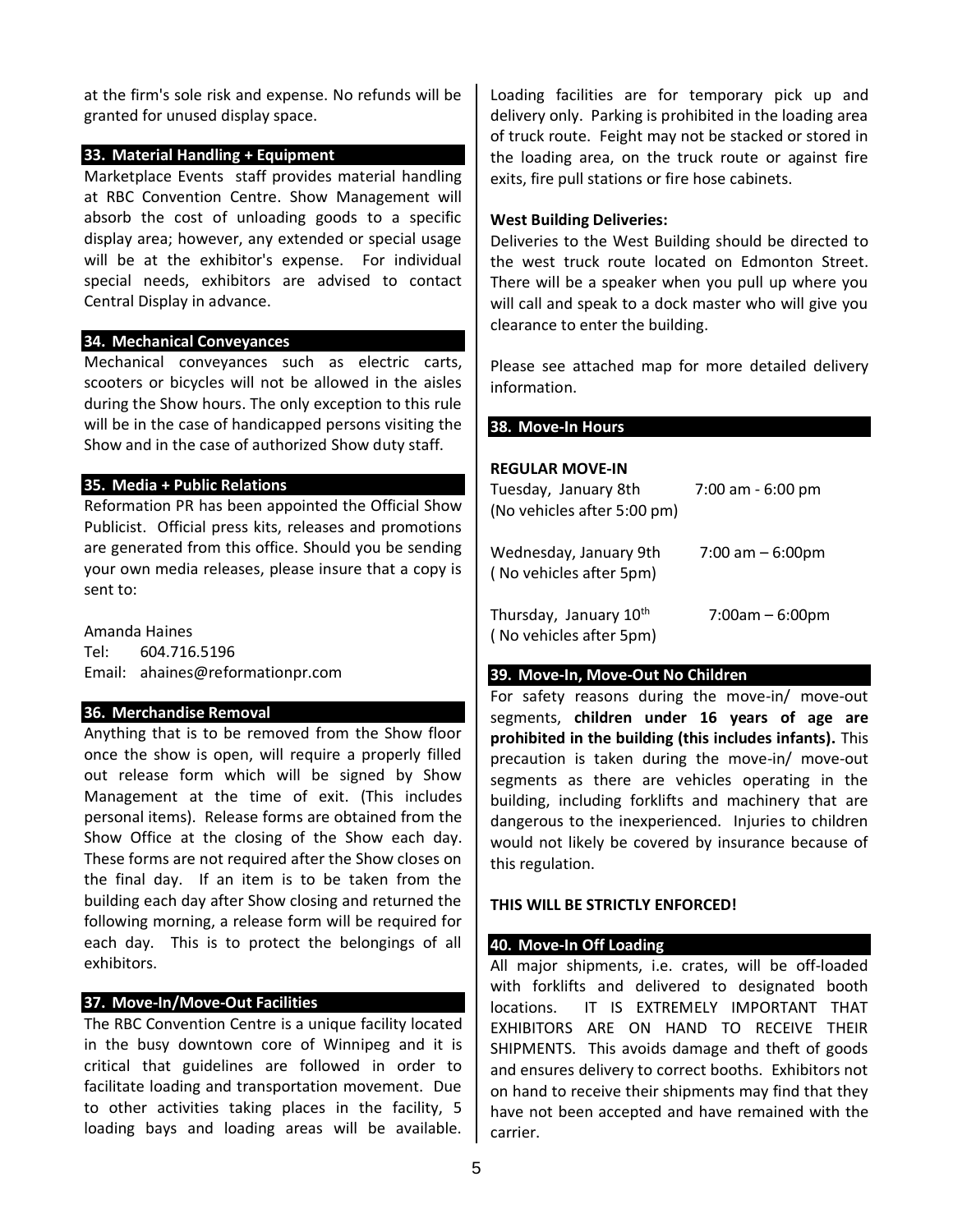at the firm's sole risk and expense. No refunds will be granted for unused display space.

## 33. Material Handling + Equipment

Marketplace Events staff provides material handling at RBC Convention Centre. Show Management will absorb the cost of unloading goods to a specific display area; however, any extended or special usage will be at the exhibitor's expense. For individual special needs, exhibitors are advised to contact Central Display in advance.

## 34. Mechanical Conveyances

Mechanical conveyances such as electric carts, scooters or bicycles will not be allowed in the aisles during the Show hours. The only exception to this rule will be in the case of handicapped persons visiting the Show and in the case of authorized Show duty staff.

## 35. Media + Public Relations

Reformation PR has been appointed the Official Show Publicist. Official press kits, releases and promotions are generated from this office. Should you be sending your own media releases, please insure that a copy is sent to:

Amanda Haines
Tel: 604.716.5196
Email: ahaines@reformationpr.com

## 36. Merchandise Removal

Anything that is to be removed from the Show floor once the show is open, will require a properly filled out release form which will be signed by Show Management at the time of exit. (This includes personal items). Release forms are obtained from the Show Office at the closing of the Show each day. These forms are not required after the Show closes on the final day. If an item is to be taken from the building each day after Show closing and returned the following morning, a release form will be required for each day. This is to protect the belongings of all exhibitors.

## 37. Move-In/Move-Out Facilities

The RBC Convention Centre is a unique facility located in the busy downtown core of Winnipeg and it is critical that guidelines are followed in order to facilitate loading and transportation movement. Due to other activities taking places in the facility, 5 loading bays and loading areas will be available. Loading facilities are for temporary pick up and delivery only. Parking is prohibited in the loading area of truck route. Feight may not be stacked or stored in the loading area, on the truck route or against fire exits, fire pull stations or fire hose cabinets.

**West Building Deliveries:**

Deliveries to the West Building should be directed to the west truck route located on Edmonton Street. There will be a speaker when you pull up where you will call and speak to a dock master who will give you clearance to enter the building.

Please see attached map for more detailed delivery information.

## 38. Move-In Hours

**REGULAR MOVE-IN**

Tuesday, January 8th — 7:00 am - 6:00 pm
(No vehicles after 5:00 pm)

Wednesday, January 9th — 7:00 am – 6:00pm
( No vehicles after 5pm)

Thursday, January 10th — 7:00am – 6:00pm
( No vehicles after 5pm)

## 39. Move-In, Move-Out No Children

For safety reasons during the move-in/ move-out segments, **children under 16 years of age are prohibited in the building (this includes infants).** This precaution is taken during the move-in/ move-out segments as there are vehicles operating in the building, including forklifts and machinery that are dangerous to the inexperienced. Injuries to children would not likely be covered by insurance because of this regulation.

**THIS WILL BE STRICTLY ENFORCED!**

## 40. Move-In Off Loading

All major shipments, i.e. crates, will be off-loaded with forklifts and delivered to designated booth locations. IT IS EXTREMELY IMPORTANT THAT EXHIBITORS ARE ON HAND TO RECEIVE THEIR SHIPMENTS. This avoids damage and theft of goods and ensures delivery to correct booths. Exhibitors not on hand to receive their shipments may find that they have not been accepted and have remained with the carrier.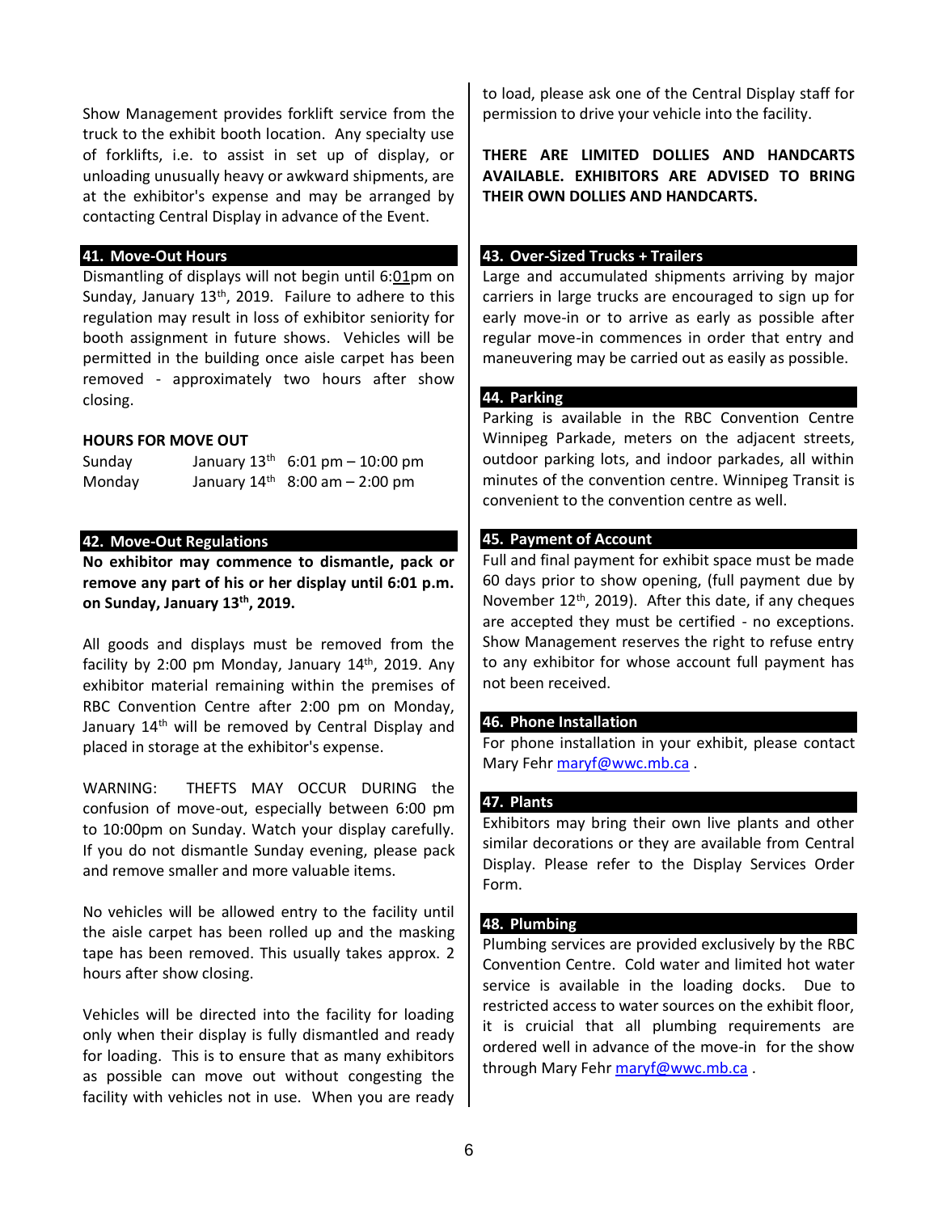Show Management provides forklift service from the truck to the exhibit booth location. Any specialty use of forklifts, i.e. to assist in set up of display, or unloading unusually heavy or awkward shipments, are at the exhibitor's expense and may be arranged by contacting Central Display in advance of the Event.

## 41. Move-Out Hours

Dismantling of displays will not begin until 6:01pm on Sunday, January 13th, 2019. Failure to adhere to this regulation may result in loss of exhibitor seniority for booth assignment in future shows. Vehicles will be permitted in the building once aisle carpet has been removed - approximately two hours after show closing.

**HOURS FOR MOVE OUT**

| | | |
|---|---|---|
| Sunday | January 13th | 6:01 pm – 10:00 pm |
| Monday | January 14th | 8:00 am – 2:00 pm |

## 42. Move-Out Regulations

**No exhibitor may commence to dismantle, pack or remove any part of his or her display until 6:01 p.m. on Sunday, January 13th, 2019.**

All goods and displays must be removed from the facility by 2:00 pm Monday, January 14th, 2019. Any exhibitor material remaining within the premises of RBC Convention Centre after 2:00 pm on Monday, January 14th will be removed by Central Display and placed in storage at the exhibitor's expense.

WARNING: THEFTS MAY OCCUR DURING the confusion of move-out, especially between 6:00 pm to 10:00pm on Sunday. Watch your display carefully. If you do not dismantle Sunday evening, please pack and remove smaller and more valuable items.

No vehicles will be allowed entry to the facility until the aisle carpet has been rolled up and the masking tape has been removed. This usually takes approx. 2 hours after show closing.

Vehicles will be directed into the facility for loading only when their display is fully dismantled and ready for loading. This is to ensure that as many exhibitors as possible can move out without congesting the facility with vehicles not in use. When you are ready to load, please ask one of the Central Display staff for permission to drive your vehicle into the facility.

**THERE ARE LIMITED DOLLIES AND HANDCARTS AVAILABLE. EXHIBITORS ARE ADVISED TO BRING THEIR OWN DOLLIES AND HANDCARTS.**

## 43. Over-Sized Trucks + Trailers

Large and accumulated shipments arriving by major carriers in large trucks are encouraged to sign up for early move-in or to arrive as early as possible after regular move-in commences in order that entry and maneuvering may be carried out as easily as possible.

## 44. Parking

Parking is available in the RBC Convention Centre Winnipeg Parkade, meters on the adjacent streets, outdoor parking lots, and indoor parkades, all within minutes of the convention centre. Winnipeg Transit is convenient to the convention centre as well.

## 45. Payment of Account

Full and final payment for exhibit space must be made 60 days prior to show opening, (full payment due by November 12th, 2019). After this date, if any cheques are accepted they must be certified - no exceptions. Show Management reserves the right to refuse entry to any exhibitor for whose account full payment has not been received.

## 46. Phone Installation

For phone installation in your exhibit, please contact Mary Fehr maryf@wwc.mb.ca .

## 47. Plants

Exhibitors may bring their own live plants and other similar decorations or they are available from Central Display. Please refer to the Display Services Order Form.

## 48. Plumbing

Plumbing services are provided exclusively by the RBC Convention Centre. Cold water and limited hot water service is available in the loading docks. Due to restricted access to water sources on the exhibit floor, it is cruicial that all plumbing requirements are ordered well in advance of the move-in for the show through Mary Fehr maryf@wwc.mb.ca .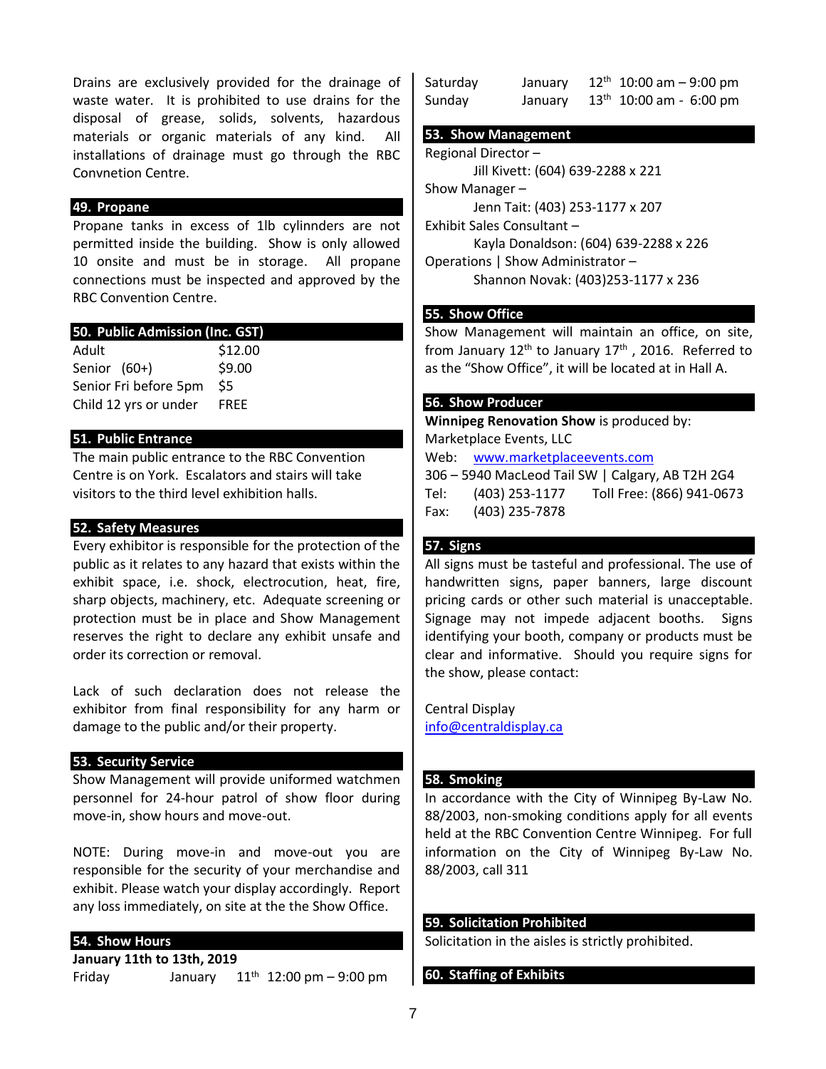Drains are exclusively provided for the drainage of waste water. It is prohibited to use drains for the disposal of grease, solids, solvents, hazardous materials or organic materials of any kind. All installations of drainage must go through the RBC Convnetion Centre.

## 49. Propane

Propane tanks in excess of 1lb cylinnders are not permitted inside the building. Show is only allowed 10 onsite and must be in storage. All propane connections must be inspected and approved by the RBC Convention Centre.

## 50. Public Admission (Inc. GST)

| | |
|---|---|
| Adult | $12.00 |
| Senior (60+) | $9.00 |
| Senior Fri before 5pm | $5 |
| Child 12 yrs or under | FREE |

## 51. Public Entrance

The main public entrance to the RBC Convention Centre is on York. Escalators and stairs will take visitors to the third level exhibition halls.

## 52. Safety Measures

Every exhibitor is responsible for the protection of the public as it relates to any hazard that exists within the exhibit space, i.e. shock, electrocution, heat, fire, sharp objects, machinery, etc. Adequate screening or protection must be in place and Show Management reserves the right to declare any exhibit unsafe and order its correction or removal.

Lack of such declaration does not release the exhibitor from final responsibility for any harm or damage to the public and/or their property.

## 53. Security Service

Show Management will provide uniformed watchmen personnel for 24-hour patrol of show floor during move-in, show hours and move-out.

NOTE: During move-in and move-out you are responsible for the security of your merchandise and exhibit. Please watch your display accordingly. Report any loss immediately, on site at the the Show Office.

## 54. Show Hours

**January 11th to 13th, 2019**

| | | |
|---|---|---|
| Friday | January | 11th 12:00 pm – 9:00 pm |
| Saturday | January | 12th 10:00 am – 9:00 pm |
| Sunday | January | 13th 10:00 am - 6:00 pm |

## 53. Show Management

Regional Director –
Jill Kivett: (604) 639-2288 x 221

Show Manager –
Jenn Tait: (403) 253-1177 x 207

Exhibit Sales Consultant –
Kayla Donaldson: (604) 639-2288 x 226

Operations | Show Administrator –
Shannon Novak: (403)253-1177 x 236

## 55. Show Office

Show Management will maintain an office, on site, from January 12th to January 17th , 2016. Referred to as the "Show Office", it will be located at in Hall A.

## 56. Show Producer

**Winnipeg Renovation Show** is produced by:
Marketplace Events, LLC
Web: www.marketplaceevents.com
306 – 5940 MacLeod Tail SW | Calgary, AB T2H 2G4
Tel: (403) 253-1177 Toll Free: (866) 941-0673
Fax: (403) 235-7878

## 57. Signs

All signs must be tasteful and professional. The use of handwritten signs, paper banners, large discount pricing cards or other such material is unacceptable. Signage may not impede adjacent booths. Signs identifying your booth, company or products must be clear and informative. Should you require signs for the show, please contact:

Central Display
info@centraldisplay.ca

## 58. Smoking

In accordance with the City of Winnipeg By-Law No. 88/2003, non-smoking conditions apply for all events held at the RBC Convention Centre Winnipeg. For full information on the City of Winnipeg By-Law No. 88/2003, call 311

## 59. Solicitation Prohibited

Solicitation in the aisles is strictly prohibited.

## 60. Staffing of Exhibits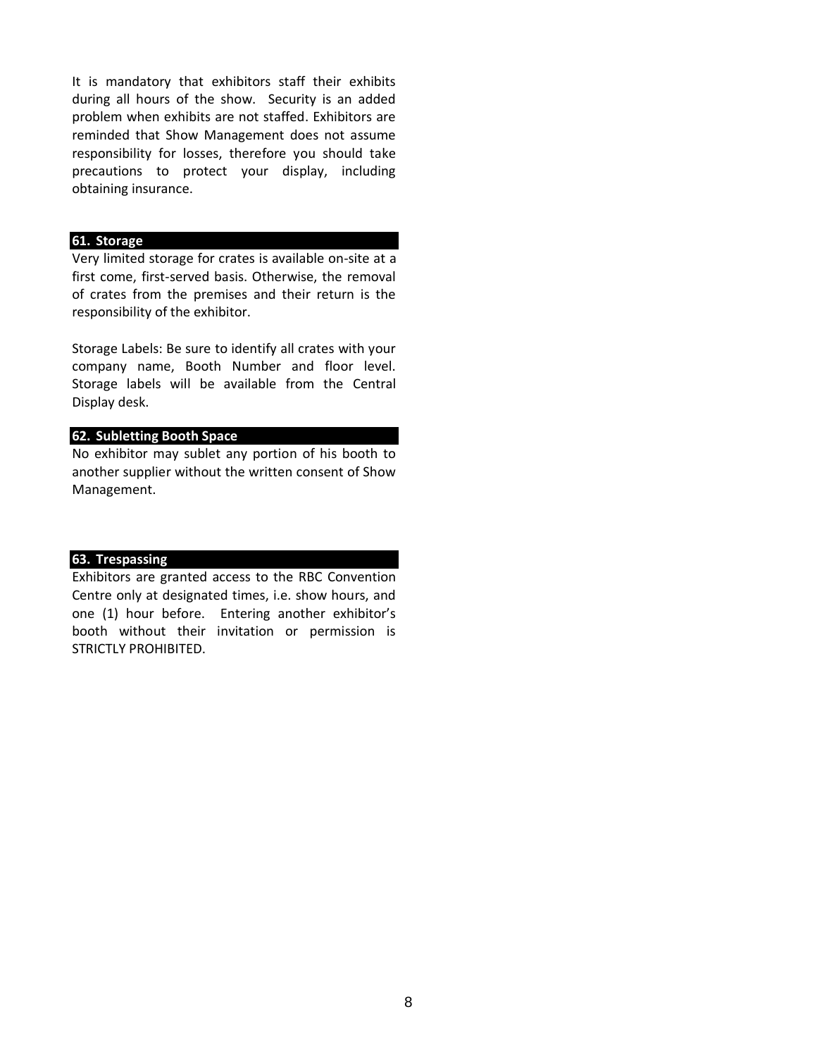It is mandatory that exhibitors staff their exhibits during all hours of the show. Security is an added problem when exhibits are not staffed. Exhibitors are reminded that Show Management does not assume responsibility for losses, therefore you should take precautions to protect your display, including obtaining insurance.

## 61. Storage

Very limited storage for crates is available on-site at a first come, first-served basis. Otherwise, the removal of crates from the premises and their return is the responsibility of the exhibitor.

Storage Labels: Be sure to identify all crates with your company name, Booth Number and floor level. Storage labels will be available from the Central Display desk.

## 62. Subletting Booth Space

No exhibitor may sublet any portion of his booth to another supplier without the written consent of Show Management.

## 63. Trespassing

Exhibitors are granted access to the RBC Convention Centre only at designated times, i.e. show hours, and one (1) hour before. Entering another exhibitor's booth without their invitation or permission is STRICTLY PROHIBITED.